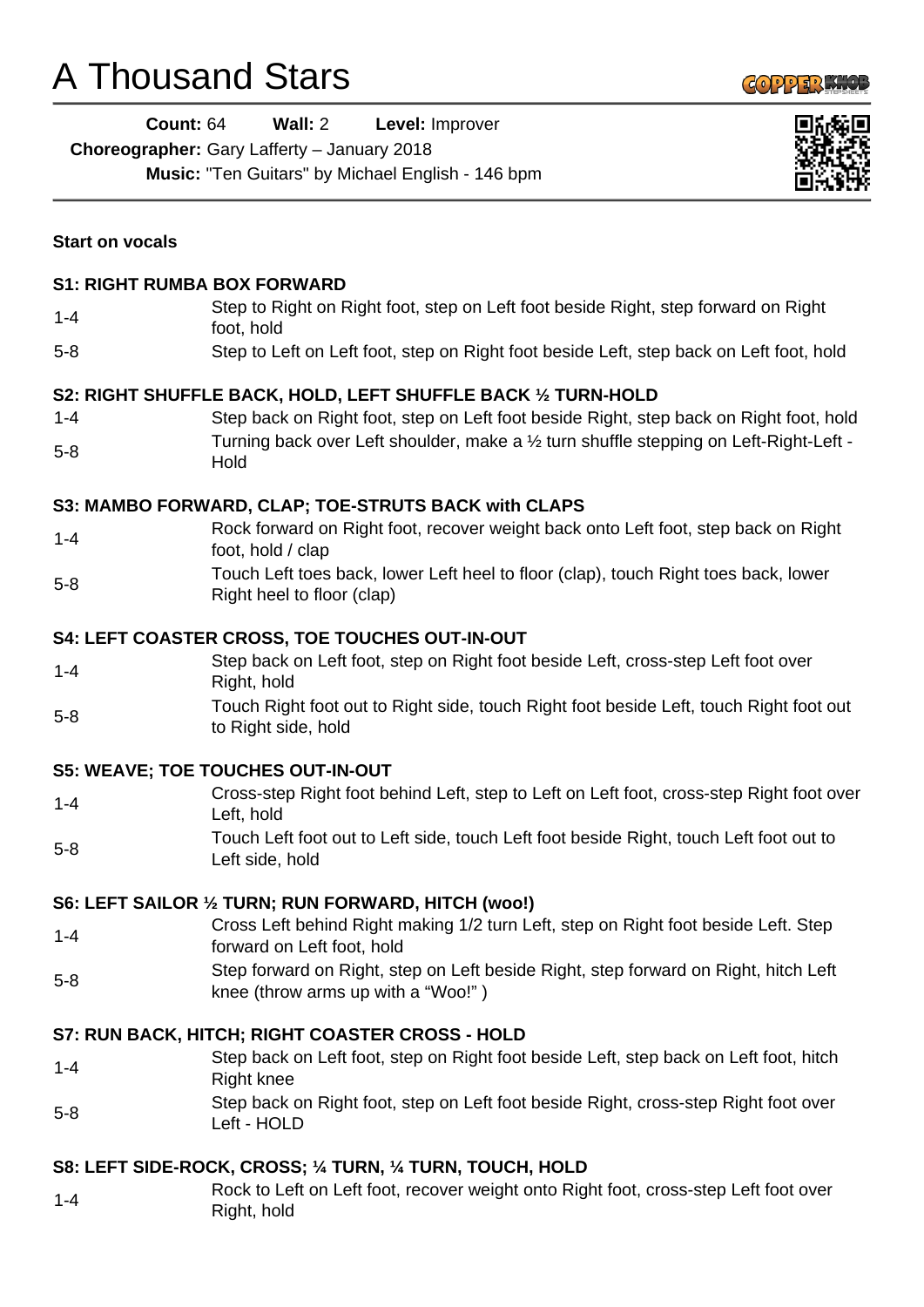# A Thousand Stars

**Count:** 64 **Wall:** 2 **Level:** Improver
**Choreographer:** Gary Lafferty – January 2018
**Music:** "Ten Guitars" by Michael English - 146 bpm

**Start on vocals**

**S1: RIGHT RUMBA BOX FORWARD**

| | |
|---|---|
| 1-4 | Step to Right on Right foot, step on Left foot beside Right, step forward on Right foot, hold |
| 5-8 | Step to Left on Left foot, step on Right foot beside Left, step back on Left foot, hold |

**S2: RIGHT SHUFFLE BACK, HOLD, LEFT SHUFFLE BACK ½ TURN-HOLD**

| | |
|---|---|
| 1-4 | Step back on Right foot, step on Left foot beside Right, step back on Right foot, hold |
| 5-8 | Turning back over Left shoulder, make a ½ turn shuffle stepping on Left-Right-Left - Hold |

**S3: MAMBO FORWARD, CLAP; TOE-STRUTS BACK with CLAPS**

| | |
|---|---|
| 1-4 | Rock forward on Right foot, recover weight back onto Left foot, step back on Right foot, hold / clap |
| 5-8 | Touch Left toes back, lower Left heel to floor (clap), touch Right toes back, lower Right heel to floor (clap) |

**S4: LEFT COASTER CROSS, TOE TOUCHES OUT-IN-OUT**

| | |
|---|---|
| 1-4 | Step back on Left foot, step on Right foot beside Left, cross-step Left foot over Right, hold |
| 5-8 | Touch Right foot out to Right side, touch Right foot beside Left, touch Right foot out to Right side, hold |

**S5: WEAVE; TOE TOUCHES OUT-IN-OUT**

| | |
|---|---|
| 1-4 | Cross-step Right foot behind Left, step to Left on Left foot, cross-step Right foot over Left, hold |
| 5-8 | Touch Left foot out to Left side, touch Left foot beside Right, touch Left foot out to Left side, hold |

**S6: LEFT SAILOR ½ TURN; RUN FORWARD, HITCH (woo!)**

| | |
|---|---|
| 1-4 | Cross Left behind Right making 1/2 turn Left, step on Right foot beside Left. Step forward on Left foot, hold |
| 5-8 | Step forward on Right, step on Left beside Right, step forward on Right, hitch Left knee (throw arms up with a "Woo!" ) |

**S7: RUN BACK, HITCH; RIGHT COASTER CROSS - HOLD**

| | |
|---|---|
| 1-4 | Step back on Left foot, step on Right foot beside Left, step back on Left foot, hitch Right knee |
| 5-8 | Step back on Right foot, step on Left foot beside Right, cross-step Right foot over Left - HOLD |

**S8: LEFT SIDE-ROCK, CROSS; ¼ TURN, ¼ TURN, TOUCH, HOLD**

| | |
|---|---|
| 1-4 | Rock to Left on Left foot, recover weight onto Right foot, cross-step Left foot over Right, hold |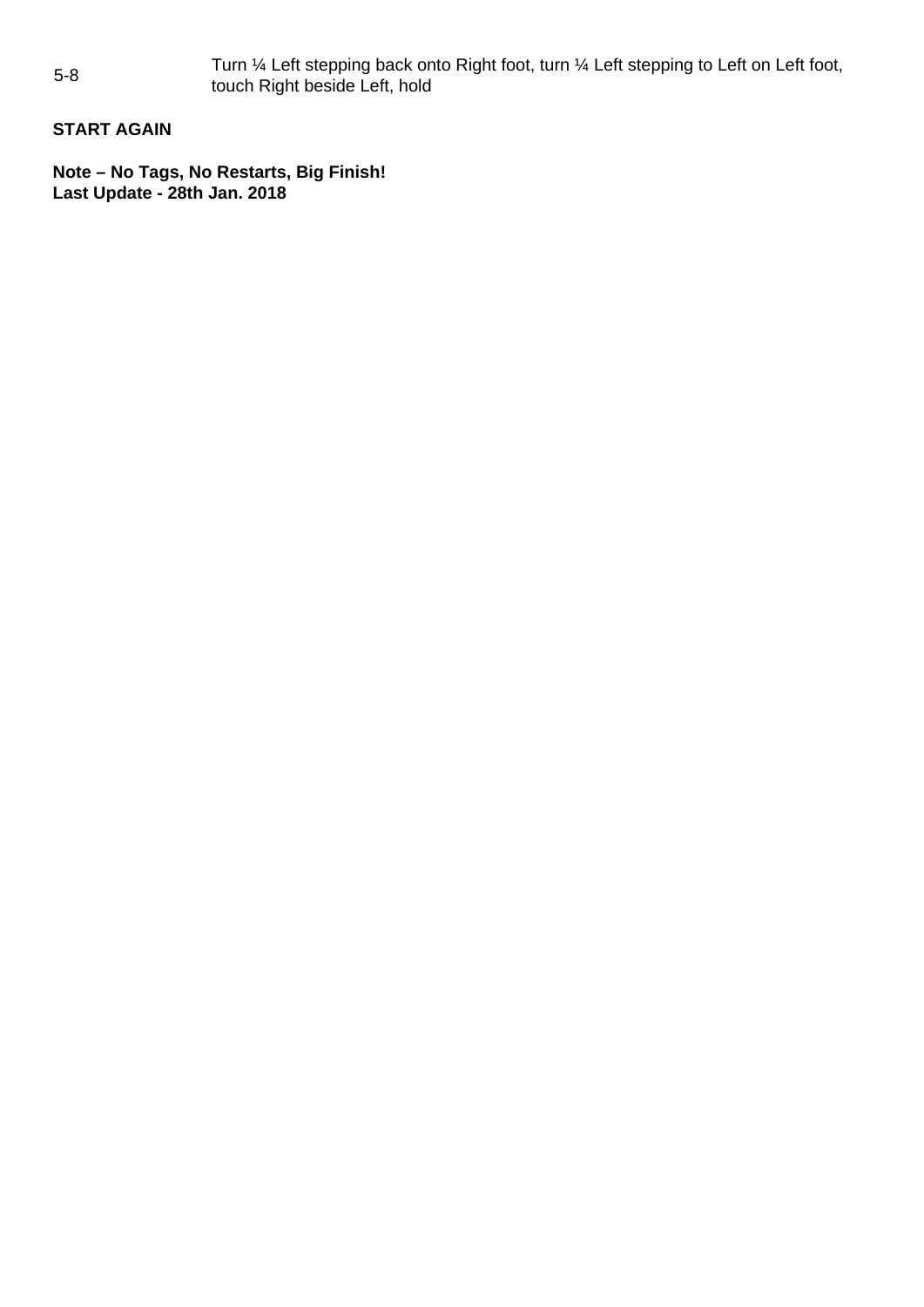| | |
|---|---|
| 5-8 | Turn ¼ Left stepping back onto Right foot, turn ¼ Left stepping to Left on Left foot, touch Right beside Left, hold |

**START AGAIN**

**Note – No Tags, No Restarts, Big Finish!**
**Last Update - 28th Jan. 2018**